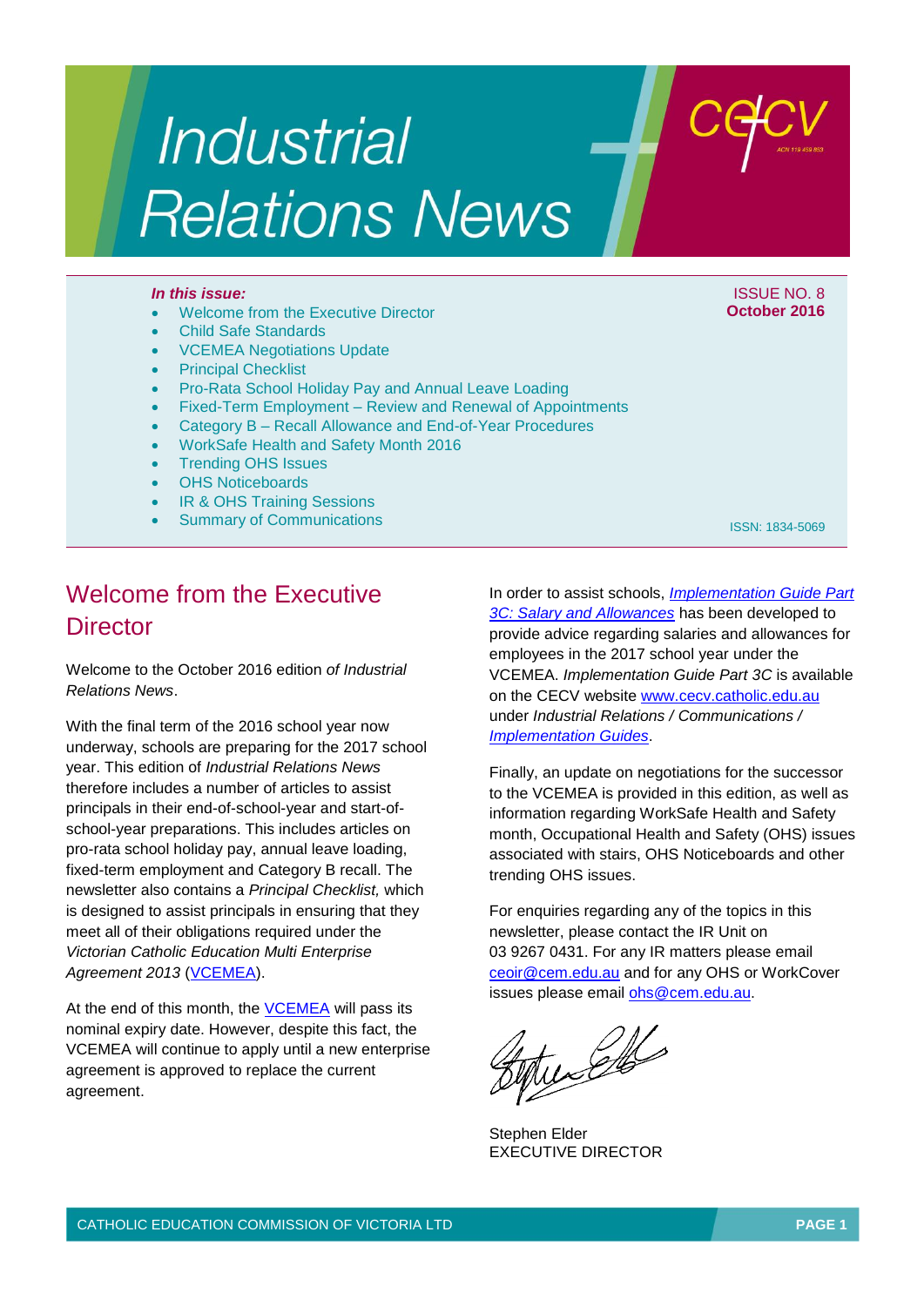# Industrial Relations News

**ISSUE NO. 8**
**October 2016**

***In this issue:***

- Welcome from the Executive Director
- Child Safe Standards
- VCEMEA Negotiations Update
- Principal Checklist
- Pro-Rata School Holiday Pay and Annual Leave Loading
- Fixed-Term Employment – Review and Renewal of Appointments
- Category B – Recall Allowance and End-of-Year Procedures
- WorkSafe Health and Safety Month 2016
- Trending OHS Issues
- OHS Noticeboards
- IR & OHS Training Sessions
- Summary of Communications

ISSN: 1834-5069

## Welcome from the Executive Director

Welcome to the October 2016 edition *of Industrial Relations News*.

With the final term of the 2016 school year now underway, schools are preparing for the 2017 school year. This edition of *Industrial Relations News* therefore includes a number of articles to assist principals in their end-of-school-year and start-of-school-year preparations. This includes articles on pro-rata school holiday pay, annual leave loading, fixed-term employment and Category B recall. The newsletter also contains a *Principal Checklist,* which is designed to assist principals in ensuring that they meet all of their obligations required under the *Victorian Catholic Education Multi Enterprise Agreement 2013* (VCEMEA).

At the end of this month, the VCEMEA will pass its nominal expiry date. However, despite this fact, the VCEMEA will continue to apply until a new enterprise agreement is approved to replace the current agreement.

In order to assist schools, *Implementation Guide Part 3C: Salary and Allowances* has been developed to provide advice regarding salaries and allowances for employees in the 2017 school year under the VCEMEA. *Implementation Guide Part 3C* is available on the CECV website www.cecv.catholic.edu.au under *Industrial Relations / Communications / Implementation Guides*.

Finally, an update on negotiations for the successor to the VCEMEA is provided in this edition, as well as information regarding WorkSafe Health and Safety month, Occupational Health and Safety (OHS) issues associated with stairs, OHS Noticeboards and other trending OHS issues.

For enquiries regarding any of the topics in this newsletter, please contact the IR Unit on 03 9267 0431. For any IR matters please email ceoir@cem.edu.au and for any OHS or WorkCover issues please email ohs@cem.edu.au.

Stephen Elder
EXECUTIVE DIRECTOR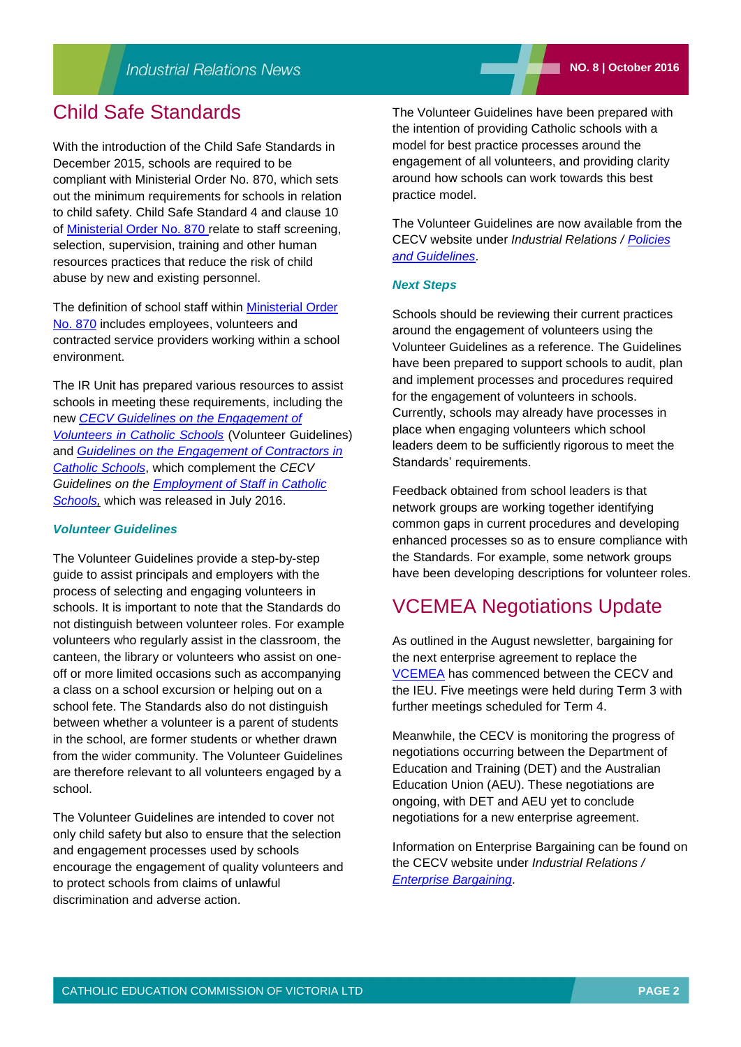## Child Safe Standards

With the introduction of the Child Safe Standards in December 2015, schools are required to be compliant with Ministerial Order No. 870, which sets out the minimum requirements for schools in relation to child safety. Child Safe Standard 4 and clause 10 of Ministerial Order No. 870 relate to staff screening, selection, supervision, training and other human resources practices that reduce the risk of child abuse by new and existing personnel.

The definition of school staff within Ministerial Order No. 870 includes employees, volunteers and contracted service providers working within a school environment.

The IR Unit has prepared various resources to assist schools in meeting these requirements, including the new *CECV Guidelines on the Engagement of Volunteers in Catholic Schools* (Volunteer Guidelines) and *Guidelines on the Engagement of Contractors in Catholic Schools*, which complement the *CECV Guidelines on the Employment of Staff in Catholic Schools,* which was released in July 2016.

### *Volunteer Guidelines*

The Volunteer Guidelines provide a step-by-step guide to assist principals and employers with the process of selecting and engaging volunteers in schools. It is important to note that the Standards do not distinguish between volunteer roles. For example volunteers who regularly assist in the classroom, the canteen, the library or volunteers who assist on one-off or more limited occasions such as accompanying a class on a school excursion or helping out on a school fete. The Standards also do not distinguish between whether a volunteer is a parent of students in the school, are former students or whether drawn from the wider community. The Volunteer Guidelines are therefore relevant to all volunteers engaged by a school.

The Volunteer Guidelines are intended to cover not only child safety but also to ensure that the selection and engagement processes used by schools encourage the engagement of quality volunteers and to protect schools from claims of unlawful discrimination and adverse action.

The Volunteer Guidelines have been prepared with the intention of providing Catholic schools with a model for best practice processes around the engagement of all volunteers, and providing clarity around how schools can work towards this best practice model.

The Volunteer Guidelines are now available from the CECV website under *Industrial Relations / Policies and Guidelines*.

### *Next Steps*

Schools should be reviewing their current practices around the engagement of volunteers using the Volunteer Guidelines as a reference. The Guidelines have been prepared to support schools to audit, plan and implement processes and procedures required for the engagement of volunteers in schools. Currently, schools may already have processes in place when engaging volunteers which school leaders deem to be sufficiently rigorous to meet the Standards' requirements.

Feedback obtained from school leaders is that network groups are working together identifying common gaps in current procedures and developing enhanced processes so as to ensure compliance with the Standards. For example, some network groups have been developing descriptions for volunteer roles.

## VCEMEA Negotiations Update

As outlined in the August newsletter, bargaining for the next enterprise agreement to replace the VCEMEA has commenced between the CECV and the IEU. Five meetings were held during Term 3 with further meetings scheduled for Term 4.

Meanwhile, the CECV is monitoring the progress of negotiations occurring between the Department of Education and Training (DET) and the Australian Education Union (AEU). These negotiations are ongoing, with DET and AEU yet to conclude negotiations for a new enterprise agreement.

Information on Enterprise Bargaining can be found on the CECV website under *Industrial Relations / Enterprise Bargaining*.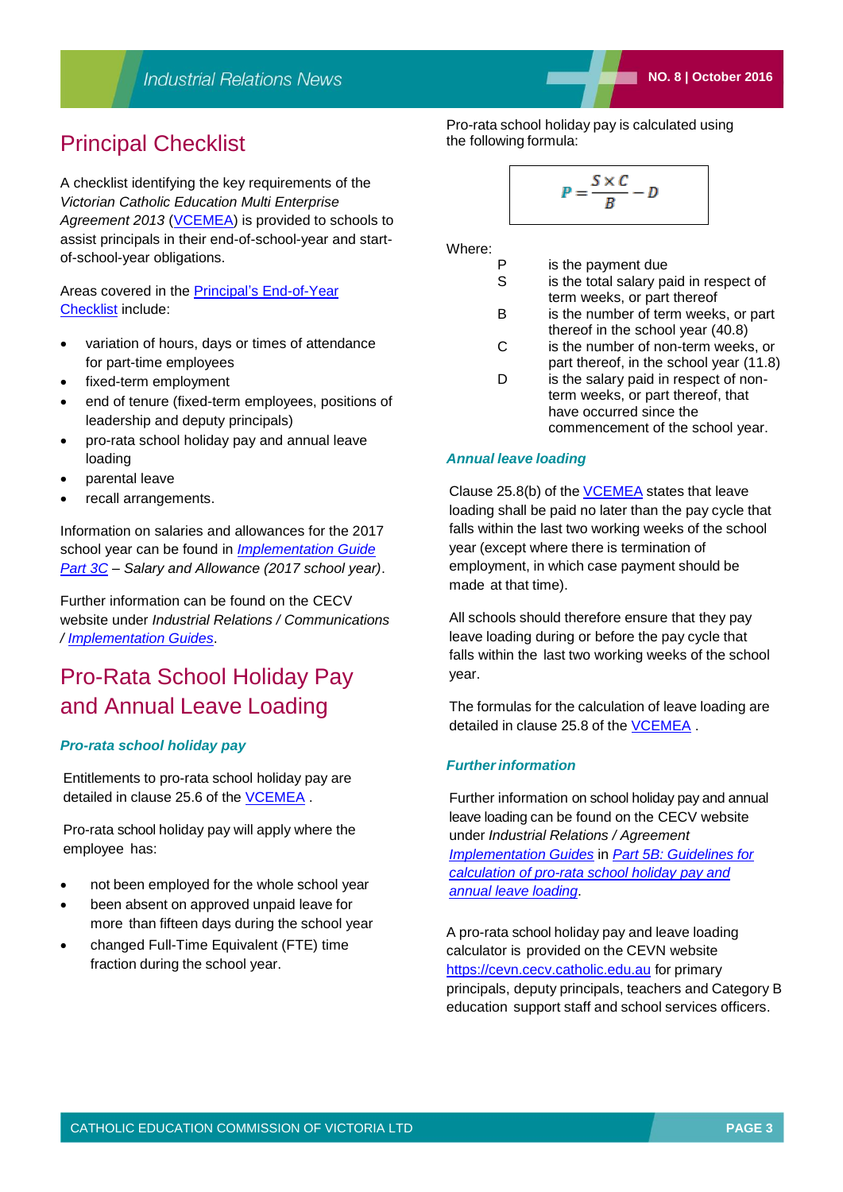# Principal Checklist

A checklist identifying the key requirements of the *Victorian Catholic Education Multi Enterprise Agreement 2013* (VCEMEA) is provided to schools to assist principals in their end-of-school-year and start-of-school-year obligations.

Areas covered in the Principal's End-of-Year Checklist include:

- variation of hours, days or times of attendance for part-time employees
- fixed-term employment
- end of tenure (fixed-term employees, positions of leadership and deputy principals)
- pro-rata school holiday pay and annual leave loading
- parental leave
- recall arrangements.

Information on salaries and allowances for the 2017 school year can be found in *Implementation Guide Part 3C – Salary and Allowance (2017 school year)*.

Further information can be found on the CECV website under *Industrial Relations / Communications / Implementation Guides*.

# Pro-Rata School Holiday Pay and Annual Leave Loading

### *Pro-rata school holiday pay*

Entitlements to pro-rata school holiday pay are detailed in clause 25.6 of the VCEMEA .

Pro-rata school holiday pay will apply where the employee has:

- not been employed for the whole school year
- been absent on approved unpaid leave for more than fifteen days during the school year
- changed Full-Time Equivalent (FTE) time fraction during the school year.

Pro-rata school holiday pay is calculated using the following formula:

$$P = \frac{S \times C}{B} - D$$

Where:

| | |
|---|---|
| P | is the payment due |
| S | is the total salary paid in respect of term weeks, or part thereof |
| B | is the number of term weeks, or part thereof in the school year (40.8) |
| C | is the number of non-term weeks, or part thereof, in the school year (11.8) |
| D | is the salary paid in respect of non-term weeks, or part thereof, that have occurred since the commencement of the school year. |

### *Annual leave loading*

Clause 25.8(b) of the VCEMEA states that leave loading shall be paid no later than the pay cycle that falls within the last two working weeks of the school year (except where there is termination of employment, in which case payment should be made at that time).

All schools should therefore ensure that they pay leave loading during or before the pay cycle that falls within the last two working weeks of the school year.

The formulas for the calculation of leave loading are detailed in clause 25.8 of the VCEMEA .

### *Further information*

Further information on school holiday pay and annual leave loading can be found on the CECV website under *Industrial Relations / Agreement Implementation Guides* in *Part 5B: Guidelines for calculation of pro-rata school holiday pay and annual leave loading*.

A pro-rata school holiday pay and leave loading calculator is provided on the CEVN website https://cevn.cecv.catholic.edu.au for primary principals, deputy principals, teachers and Category B education support staff and school services officers.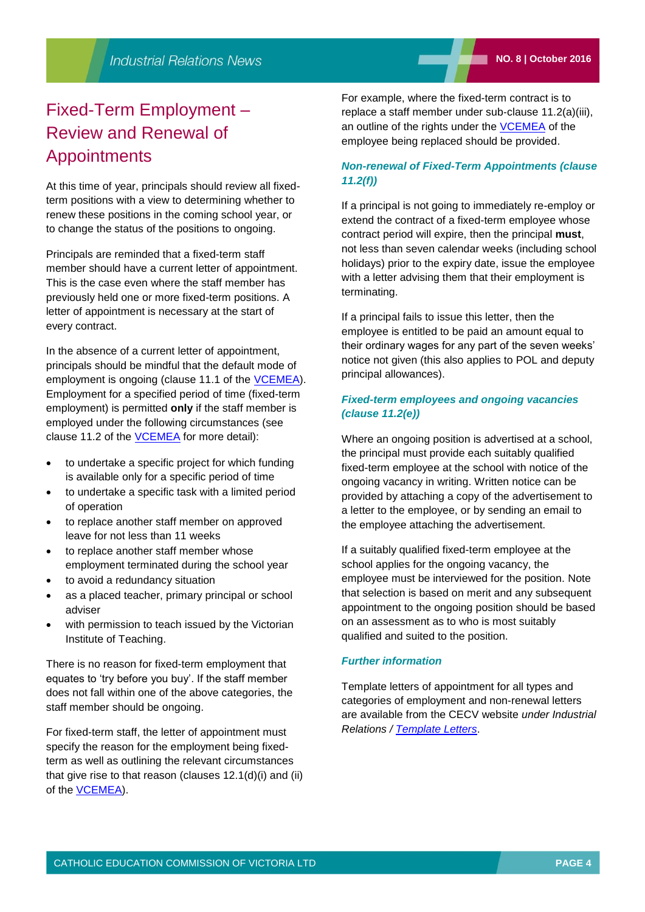# Fixed-Term Employment – Review and Renewal of Appointments

At this time of year, principals should review all fixed-term positions with a view to determining whether to renew these positions in the coming school year, or to change the status of the positions to ongoing.

Principals are reminded that a fixed-term staff member should have a current letter of appointment. This is the case even where the staff member has previously held one or more fixed-term positions. A letter of appointment is necessary at the start of every contract.

In the absence of a current letter of appointment, principals should be mindful that the default mode of employment is ongoing (clause 11.1 of the VCEMEA). Employment for a specified period of time (fixed-term employment) is permitted **only** if the staff member is employed under the following circumstances (see clause 11.2 of the VCEMEA for more detail):

- to undertake a specific project for which funding is available only for a specific period of time
- to undertake a specific task with a limited period of operation
- to replace another staff member on approved leave for not less than 11 weeks
- to replace another staff member whose employment terminated during the school year
- to avoid a redundancy situation
- as a placed teacher, primary principal or school adviser
- with permission to teach issued by the Victorian Institute of Teaching.

There is no reason for fixed-term employment that equates to 'try before you buy'. If the staff member does not fall within one of the above categories, the staff member should be ongoing.

For fixed-term staff, the letter of appointment must specify the reason for the employment being fixed-term as well as outlining the relevant circumstances that give rise to that reason (clauses 12.1(d)(i) and (ii) of the VCEMEA).

For example, where the fixed-term contract is to replace a staff member under sub-clause 11.2(a)(iii), an outline of the rights under the VCEMEA of the employee being replaced should be provided.

### *Non-renewal of Fixed-Term Appointments (clause 11.2(f))*

If a principal is not going to immediately re-employ or extend the contract of a fixed-term employee whose contract period will expire, then the principal **must**, not less than seven calendar weeks (including school holidays) prior to the expiry date, issue the employee with a letter advising them that their employment is terminating.

If a principal fails to issue this letter, then the employee is entitled to be paid an amount equal to their ordinary wages for any part of the seven weeks' notice not given (this also applies to POL and deputy principal allowances).

### *Fixed-term employees and ongoing vacancies (clause 11.2(e))*

Where an ongoing position is advertised at a school, the principal must provide each suitably qualified fixed-term employee at the school with notice of the ongoing vacancy in writing. Written notice can be provided by attaching a copy of the advertisement to a letter to the employee, or by sending an email to the employee attaching the advertisement.

If a suitably qualified fixed-term employee at the school applies for the ongoing vacancy, the employee must be interviewed for the position. Note that selection is based on merit and any subsequent appointment to the ongoing position should be based on an assessment as to who is most suitably qualified and suited to the position.

### *Further information*

Template letters of appointment for all types and categories of employment and non-renewal letters are available from the CECV website *under Industrial Relations / Template Letters*.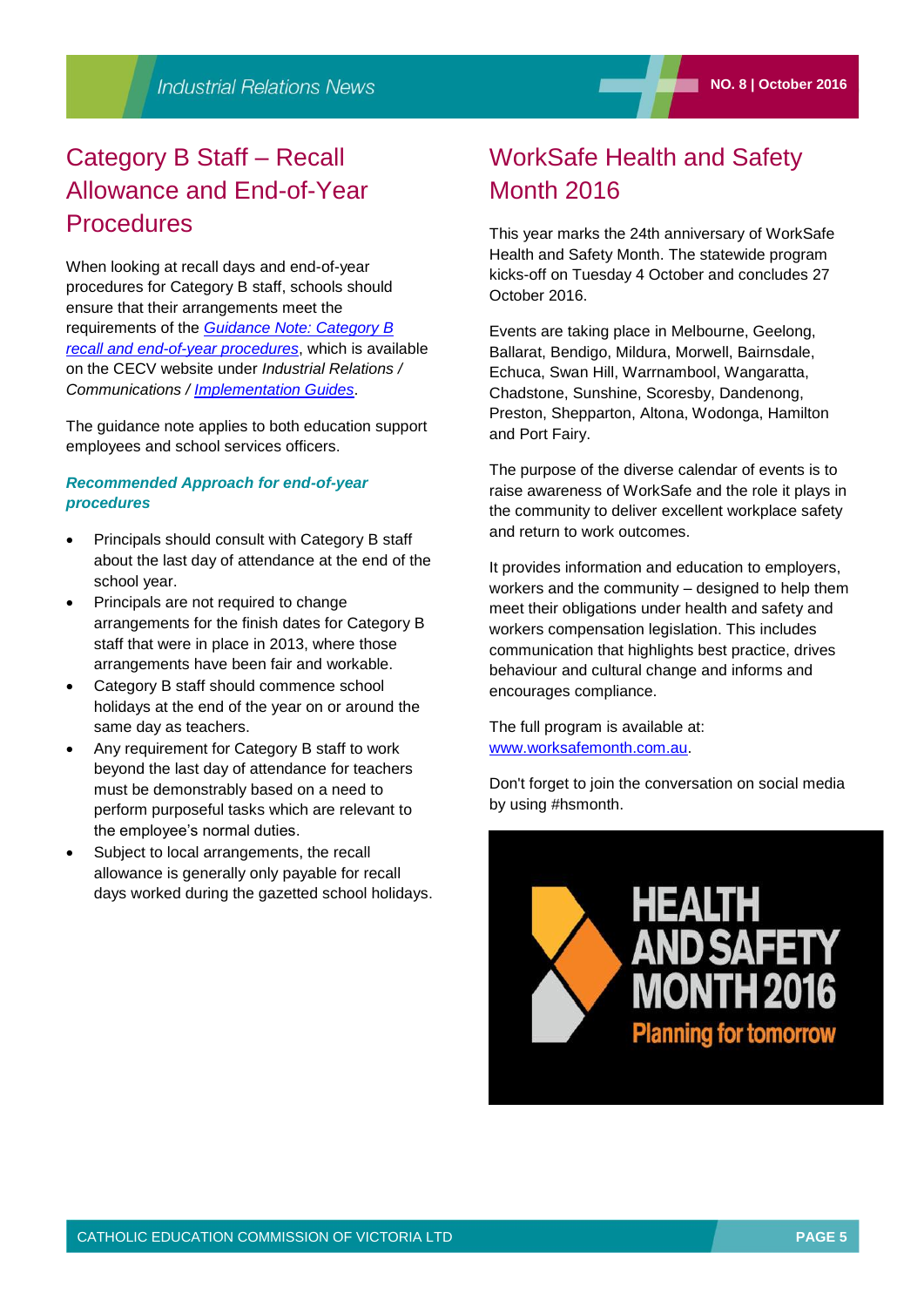## Category B Staff – Recall Allowance and End-of-Year Procedures

When looking at recall days and end-of-year procedures for Category B staff, schools should ensure that their arrangements meet the requirements of the *Guidance Note: Category B recall and end-of-year procedures*, which is available on the CECV website under *Industrial Relations / Communications / Implementation Guides*.

The guidance note applies to both education support employees and school services officers.

### *Recommended Approach for end-of-year procedures*

- Principals should consult with Category B staff about the last day of attendance at the end of the school year.
- Principals are not required to change arrangements for the finish dates for Category B staff that were in place in 2013, where those arrangements have been fair and workable.
- Category B staff should commence school holidays at the end of the year on or around the same day as teachers.
- Any requirement for Category B staff to work beyond the last day of attendance for teachers must be demonstrably based on a need to perform purposeful tasks which are relevant to the employee's normal duties.
- Subject to local arrangements, the recall allowance is generally only payable for recall days worked during the gazetted school holidays.

## WorkSafe Health and Safety Month 2016

This year marks the 24th anniversary of WorkSafe Health and Safety Month. The statewide program kicks-off on Tuesday 4 October and concludes 27 October 2016.

Events are taking place in Melbourne, Geelong, Ballarat, Bendigo, Mildura, Morwell, Bairnsdale, Echuca, Swan Hill, Warrnambool, Wangaratta, Chadstone, Sunshine, Scoresby, Dandenong, Preston, Shepparton, Altona, Wodonga, Hamilton and Port Fairy.

The purpose of the diverse calendar of events is to raise awareness of WorkSafe and the role it plays in the community to deliver excellent workplace safety and return to work outcomes.

It provides information and education to employers, workers and the community – designed to help them meet their obligations under health and safety and workers compensation legislation. This includes communication that highlights best practice, drives behaviour and cultural change and informs and encourages compliance.

The full program is available at: www.worksafemonth.com.au.

Don't forget to join the conversation on social media by using #hsmonth.

HEALTH AND SAFETY MONTH 2016
Planning for tomorrow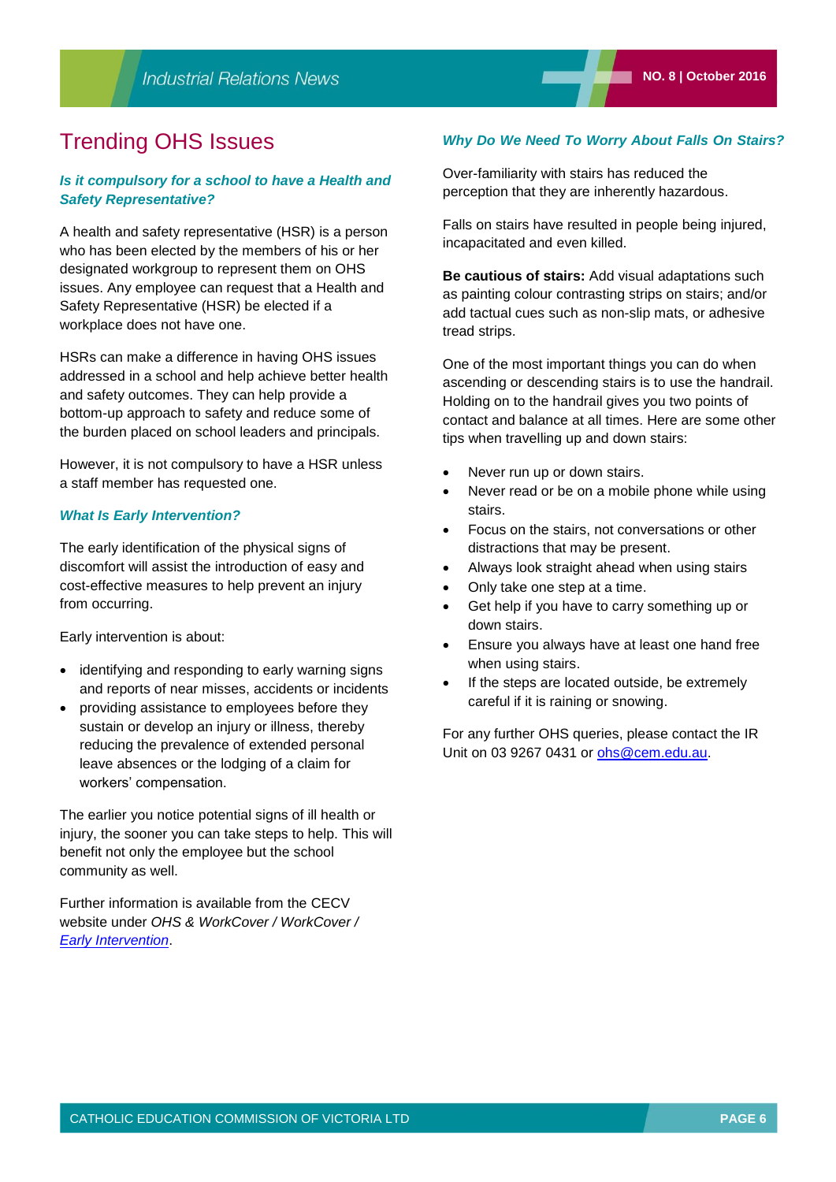# Trending OHS Issues

### *Is it compulsory for a school to have a Health and Safety Representative?*

A health and safety representative (HSR) is a person who has been elected by the members of his or her designated workgroup to represent them on OHS issues. Any employee can request that a Health and Safety Representative (HSR) be elected if a workplace does not have one.

HSRs can make a difference in having OHS issues addressed in a school and help achieve better health and safety outcomes. They can help provide a bottom-up approach to safety and reduce some of the burden placed on school leaders and principals.

However, it is not compulsory to have a HSR unless a staff member has requested one.

### *What Is Early Intervention?*

The early identification of the physical signs of discomfort will assist the introduction of easy and cost-effective measures to help prevent an injury from occurring.

Early intervention is about:

- identifying and responding to early warning signs and reports of near misses, accidents or incidents
- providing assistance to employees before they sustain or develop an injury or illness, thereby reducing the prevalence of extended personal leave absences or the lodging of a claim for workers' compensation.

The earlier you notice potential signs of ill health or injury, the sooner you can take steps to help. This will benefit not only the employee but the school community as well.

Further information is available from the CECV website under *OHS & WorkCover / WorkCover / Early Intervention*.

### *Why Do We Need To Worry About Falls On Stairs?*

Over-familiarity with stairs has reduced the perception that they are inherently hazardous.

Falls on stairs have resulted in people being injured, incapacitated and even killed.

**Be cautious of stairs:** Add visual adaptations such as painting colour contrasting strips on stairs; and/or add tactual cues such as non-slip mats, or adhesive tread strips.

One of the most important things you can do when ascending or descending stairs is to use the handrail. Holding on to the handrail gives you two points of contact and balance at all times. Here are some other tips when travelling up and down stairs:

- Never run up or down stairs.
- Never read or be on a mobile phone while using stairs.
- Focus on the stairs, not conversations or other distractions that may be present.
- Always look straight ahead when using stairs
- Only take one step at a time.
- Get help if you have to carry something up or down stairs.
- Ensure you always have at least one hand free when using stairs.
- If the steps are located outside, be extremely careful if it is raining or snowing.

For any further OHS queries, please contact the IR Unit on 03 9267 0431 or ohs@cem.edu.au.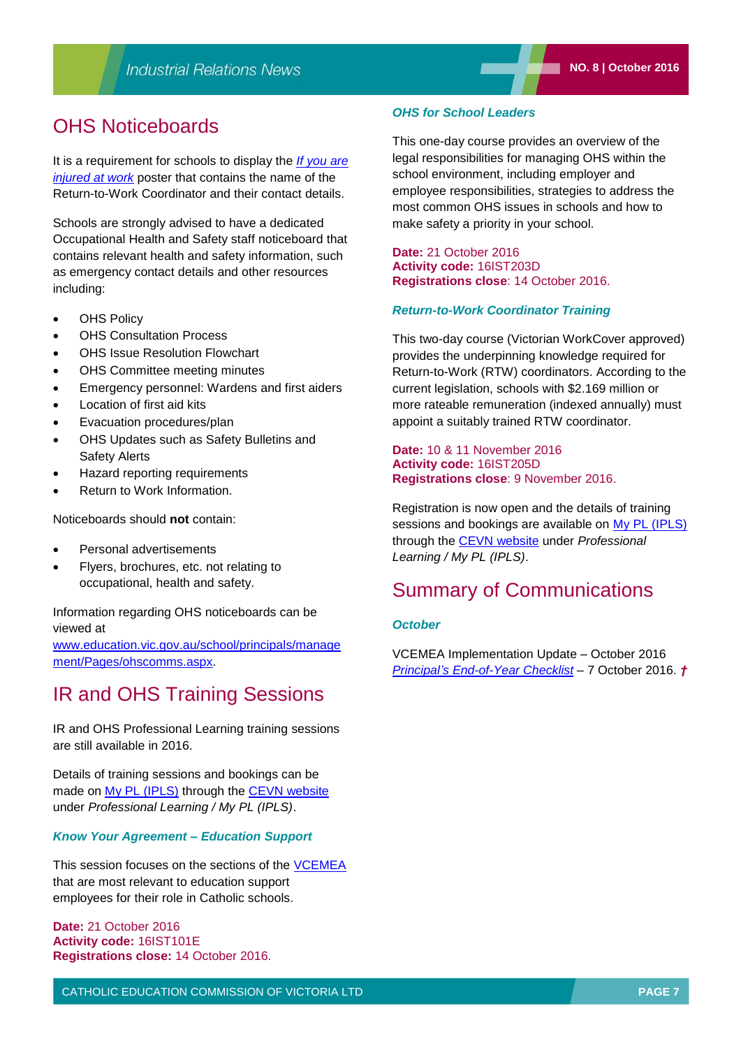## OHS Noticeboards

It is a requirement for schools to display the *If you are injured at work* poster that contains the name of the Return-to-Work Coordinator and their contact details.

Schools are strongly advised to have a dedicated Occupational Health and Safety staff noticeboard that contains relevant health and safety information, such as emergency contact details and other resources including:

- OHS Policy
- OHS Consultation Process
- OHS Issue Resolution Flowchart
- OHS Committee meeting minutes
- Emergency personnel: Wardens and first aiders
- Location of first aid kits
- Evacuation procedures/plan
- OHS Updates such as Safety Bulletins and Safety Alerts
- Hazard reporting requirements
- Return to Work Information.

Noticeboards should **not** contain:

- Personal advertisements
- Flyers, brochures, etc. not relating to occupational, health and safety.

Information regarding OHS noticeboards can be viewed at www.education.vic.gov.au/school/principals/management/Pages/ohscomms.aspx.

## IR and OHS Training Sessions

IR and OHS Professional Learning training sessions are still available in 2016.

Details of training sessions and bookings can be made on My PL (IPLS) through the CEVN website under *Professional Learning / My PL (IPLS)*.

### *Know Your Agreement – Education Support*

This session focuses on the sections of the VCEMEA that are most relevant to education support employees for their role in Catholic schools.

**Date:** 21 October 2016
**Activity code:** 16IST101E
**Registrations close:** 14 October 2016.

### *OHS for School Leaders*

This one-day course provides an overview of the legal responsibilities for managing OHS within the school environment, including employer and employee responsibilities, strategies to address the most common OHS issues in schools and how to make safety a priority in your school.

**Date:** 21 October 2016
**Activity code:** 16IST203D
**Registrations close**: 14 October 2016.

### *Return-to-Work Coordinator Training*

This two-day course (Victorian WorkCover approved) provides the underpinning knowledge required for Return-to-Work (RTW) coordinators. According to the current legislation, schools with $2.169 million or more rateable remuneration (indexed annually) must appoint a suitably trained RTW coordinator.

**Date:** 10 & 11 November 2016
**Activity code:** 16IST205D
**Registrations close**: 9 November 2016.

Registration is now open and the details of training sessions and bookings are available on My PL (IPLS) through the CEVN website under *Professional Learning / My PL (IPLS)*.

## Summary of Communications

### *October*

VCEMEA Implementation Update – October 2016
*Principal's End-of-Year Checklist* – 7 October 2016. †